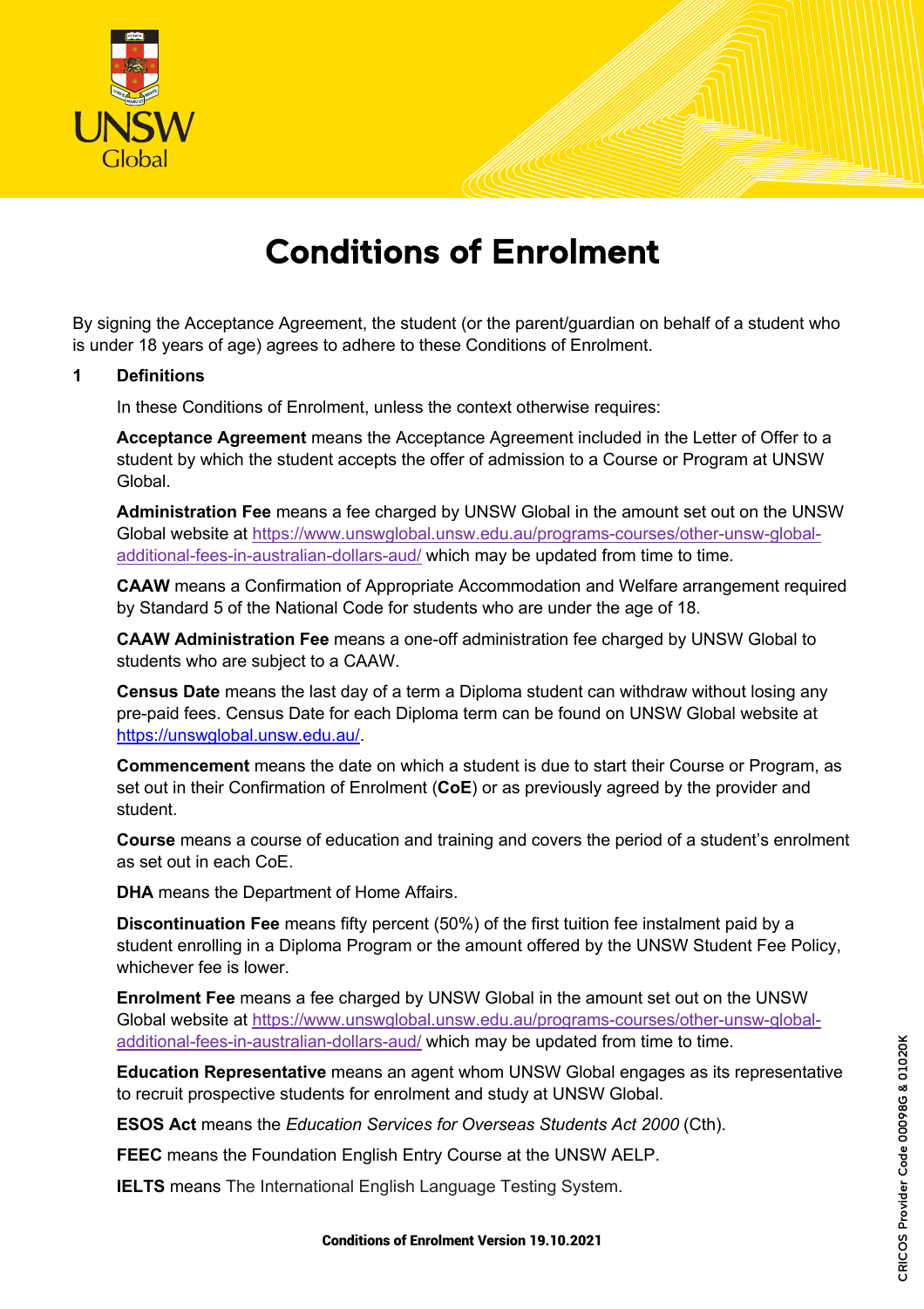# Conditions of Enrolment

By signing the Acceptance Agreement, the student (or the parent/guardian on behalf of a student who is under 18 years of age) agrees to adhere to these Conditions of Enrolment.

## 1 Definitions

In these Conditions of Enrolment, unless the context otherwise requires:

**Acceptance Agreement** means the Acceptance Agreement included in the Letter of Offer to a student by which the student accepts the offer of admission to a Course or Program at UNSW Global.

**Administration Fee** means a fee charged by UNSW Global in the amount set out on the UNSW Global website at [https://www.unswglobal.unsw.edu.au/programs-courses/other-unsw-global-additional-fees-in-australian-dollars-aud/](https://www.unswglobal.unsw.edu.au/programs-courses/other-unsw-global-additional-fees-in-australian-dollars-aud/) which may be updated from time to time.

**CAAW** means a Confirmation of Appropriate Accommodation and Welfare arrangement required by Standard 5 of the National Code for students who are under the age of 18.

**CAAW Administration Fee** means a one-off administration fee charged by UNSW Global to students who are subject to a CAAW.

**Census Date** means the last day of a term a Diploma student can withdraw without losing any pre-paid fees. Census Date for each Diploma term can be found on UNSW Global website at [https://unswglobal.unsw.edu.au/](https://unswglobal.unsw.edu.au/).

**Commencement** means the date on which a student is due to start their Course or Program, as set out in their Confirmation of Enrolment (**CoE**) or as previously agreed by the provider and student.

**Course** means a course of education and training and covers the period of a student's enrolment as set out in each CoE.

**DHA** means the Department of Home Affairs.

**Discontinuation Fee** means fifty percent (50%) of the first tuition fee instalment paid by a student enrolling in a Diploma Program or the amount offered by the UNSW Student Fee Policy, whichever fee is lower.

**Enrolment Fee** means a fee charged by UNSW Global in the amount set out on the UNSW Global website at [https://www.unswglobal.unsw.edu.au/programs-courses/other-unsw-global-additional-fees-in-australian-dollars-aud/](https://www.unswglobal.unsw.edu.au/programs-courses/other-unsw-global-additional-fees-in-australian-dollars-aud/) which may be updated from time to time.

**Education Representative** means an agent whom UNSW Global engages as its representative to recruit prospective students for enrolment and study at UNSW Global.

**ESOS Act** means the *Education Services for Overseas Students Act 2000* (Cth).

**FEEC** means the Foundation English Entry Course at the UNSW AELP.

**IELTS** means The International English Language Testing System.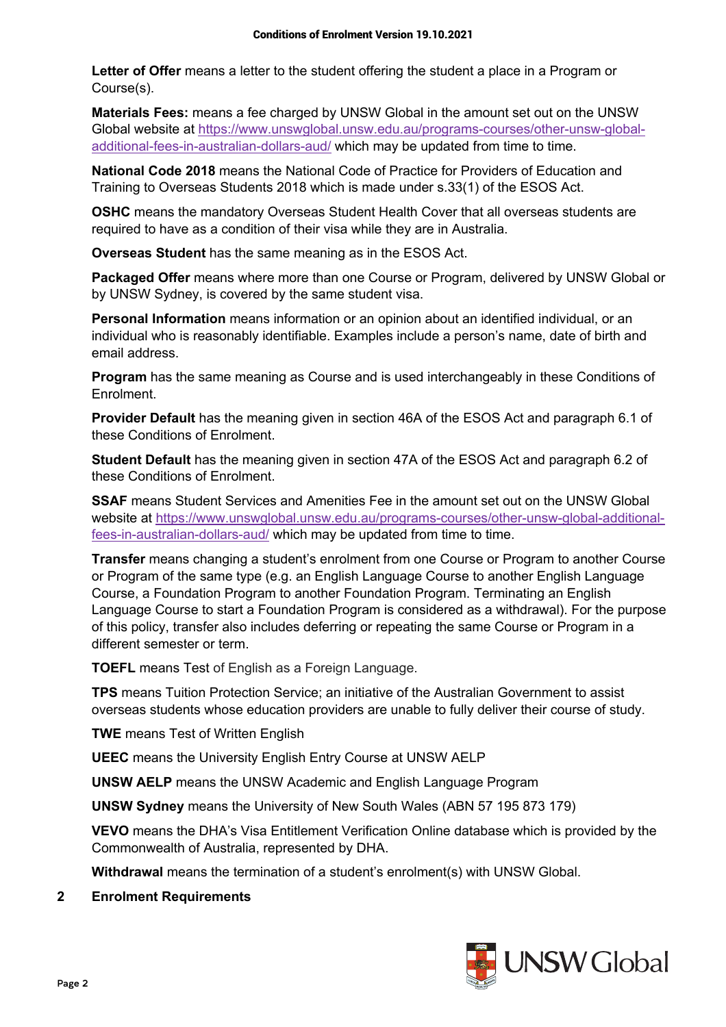**Letter of Offer** means a letter to the student offering the student a place in a Program or Course(s).

**Materials Fees:** means a fee charged by UNSW Global in the amount set out on the UNSW Global website at https://www.unswglobal.unsw.edu.au/programs-courses/other-unsw-global-additional-fees-in-australian-dollars-aud/ which may be updated from time to time.

**National Code 2018** means the National Code of Practice for Providers of Education and Training to Overseas Students 2018 which is made under s.33(1) of the ESOS Act.

**OSHC** means the mandatory Overseas Student Health Cover that all overseas students are required to have as a condition of their visa while they are in Australia.

**Overseas Student** has the same meaning as in the ESOS Act.

**Packaged Offer** means where more than one Course or Program, delivered by UNSW Global or by UNSW Sydney, is covered by the same student visa.

**Personal Information** means information or an opinion about an identified individual, or an individual who is reasonably identifiable. Examples include a person's name, date of birth and email address.

**Program** has the same meaning as Course and is used interchangeably in these Conditions of Enrolment.

**Provider Default** has the meaning given in section 46A of the ESOS Act and paragraph 6.1 of these Conditions of Enrolment.

**Student Default** has the meaning given in section 47A of the ESOS Act and paragraph 6.2 of these Conditions of Enrolment.

**SSAF** means Student Services and Amenities Fee in the amount set out on the UNSW Global website at https://www.unswglobal.unsw.edu.au/programs-courses/other-unsw-global-additional-fees-in-australian-dollars-aud/ which may be updated from time to time.

**Transfer** means changing a student's enrolment from one Course or Program to another Course or Program of the same type (e.g. an English Language Course to another English Language Course, a Foundation Program to another Foundation Program. Terminating an English Language Course to start a Foundation Program is considered as a withdrawal). For the purpose of this policy, transfer also includes deferring or repeating the same Course or Program in a different semester or term.

**TOEFL** means Test of English as a Foreign Language.

**TPS** means Tuition Protection Service; an initiative of the Australian Government to assist overseas students whose education providers are unable to fully deliver their course of study.

**TWE** means Test of Written English

**UEEC** means the University English Entry Course at UNSW AELP

**UNSW AELP** means the UNSW Academic and English Language Program

**UNSW Sydney** means the University of New South Wales (ABN 57 195 873 179)

**VEVO** means the DHA's Visa Entitlement Verification Online database which is provided by the Commonwealth of Australia, represented by DHA.

**Withdrawal** means the termination of a student's enrolment(s) with UNSW Global.

## 2 Enrolment Requirements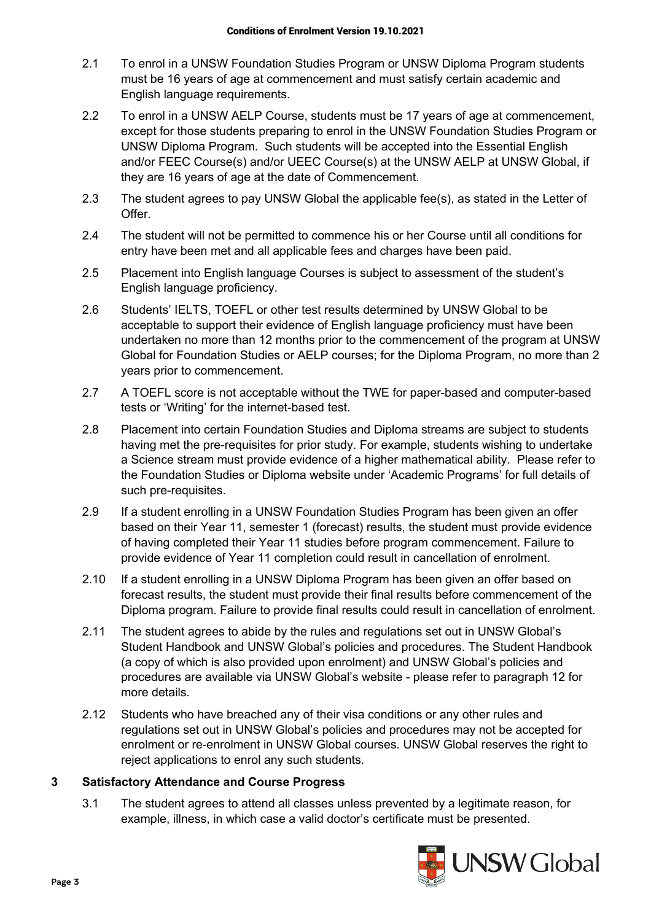2.1 To enrol in a UNSW Foundation Studies Program or UNSW Diploma Program students must be 16 years of age at commencement and must satisfy certain academic and English language requirements.

2.2 To enrol in a UNSW AELP Course, students must be 17 years of age at commencement, except for those students preparing to enrol in the UNSW Foundation Studies Program or UNSW Diploma Program. Such students will be accepted into the Essential English and/or FEEC Course(s) and/or UEEC Course(s) at the UNSW AELP at UNSW Global, if they are 16 years of age at the date of Commencement.

2.3 The student agrees to pay UNSW Global the applicable fee(s), as stated in the Letter of Offer.

2.4 The student will not be permitted to commence his or her Course until all conditions for entry have been met and all applicable fees and charges have been paid.

2.5 Placement into English language Courses is subject to assessment of the student's English language proficiency.

2.6 Students' IELTS, TOEFL or other test results determined by UNSW Global to be acceptable to support their evidence of English language proficiency must have been undertaken no more than 12 months prior to the commencement of the program at UNSW Global for Foundation Studies or AELP courses; for the Diploma Program, no more than 2 years prior to commencement.

2.7 A TOEFL score is not acceptable without the TWE for paper-based and computer-based tests or 'Writing' for the internet-based test.

2.8 Placement into certain Foundation Studies and Diploma streams are subject to students having met the pre-requisites for prior study. For example, students wishing to undertake a Science stream must provide evidence of a higher mathematical ability. Please refer to the Foundation Studies or Diploma website under 'Academic Programs' for full details of such pre-requisites.

2.9 If a student enrolling in a UNSW Foundation Studies Program has been given an offer based on their Year 11, semester 1 (forecast) results, the student must provide evidence of having completed their Year 11 studies before program commencement. Failure to provide evidence of Year 11 completion could result in cancellation of enrolment.

2.10 If a student enrolling in a UNSW Diploma Program has been given an offer based on forecast results, the student must provide their final results before commencement of the Diploma program. Failure to provide final results could result in cancellation of enrolment.

2.11 The student agrees to abide by the rules and regulations set out in UNSW Global's Student Handbook and UNSW Global's policies and procedures. The Student Handbook (a copy of which is also provided upon enrolment) and UNSW Global's policies and procedures are available via UNSW Global's website - please refer to paragraph 12 for more details.

2.12 Students who have breached any of their visa conditions or any other rules and regulations set out in UNSW Global's policies and procedures may not be accepted for enrolment or re-enrolment in UNSW Global courses. UNSW Global reserves the right to reject applications to enrol any such students.

## 3 Satisfactory Attendance and Course Progress

3.1 The student agrees to attend all classes unless prevented by a legitimate reason, for example, illness, in which case a valid doctor's certificate must be presented.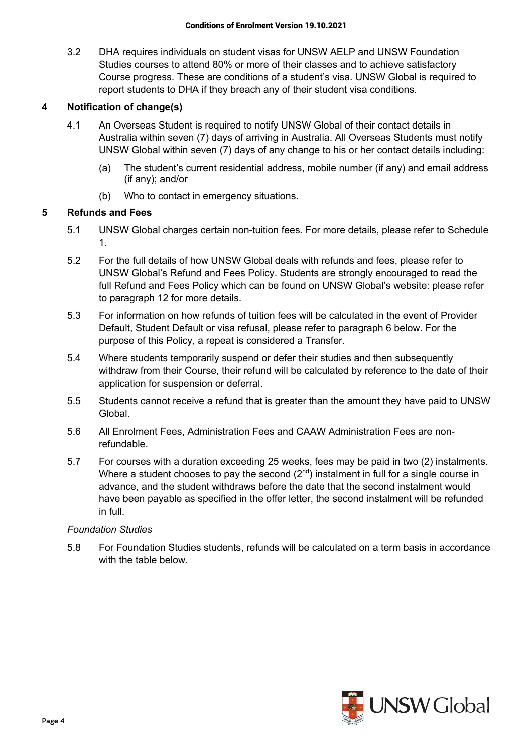3.2 DHA requires individuals on student visas for UNSW AELP and UNSW Foundation Studies courses to attend 80% or more of their classes and to achieve satisfactory Course progress. These are conditions of a student's visa. UNSW Global is required to report students to DHA if they breach any of their student visa conditions.

## 4 Notification of change(s)

4.1 An Overseas Student is required to notify UNSW Global of their contact details in Australia within seven (7) days of arriving in Australia. All Overseas Students must notify UNSW Global within seven (7) days of any change to his or her contact details including:

(a) The student's current residential address, mobile number (if any) and email address (if any); and/or

(b) Who to contact in emergency situations.

## 5 Refunds and Fees

5.1 UNSW Global charges certain non-tuition fees. For more details, please refer to Schedule 1.

5.2 For the full details of how UNSW Global deals with refunds and fees, please refer to UNSW Global's Refund and Fees Policy. Students are strongly encouraged to read the full Refund and Fees Policy which can be found on UNSW Global's website: please refer to paragraph 12 for more details.

5.3 For information on how refunds of tuition fees will be calculated in the event of Provider Default, Student Default or visa refusal, please refer to paragraph 6 below. For the purpose of this Policy, a repeat is considered a Transfer.

5.4 Where students temporarily suspend or defer their studies and then subsequently withdraw from their Course, their refund will be calculated by reference to the date of their application for suspension or deferral.

5.5 Students cannot receive a refund that is greater than the amount they have paid to UNSW Global.

5.6 All Enrolment Fees, Administration Fees and CAAW Administration Fees are non-refundable.

5.7 For courses with a duration exceeding 25 weeks, fees may be paid in two (2) instalments. Where a student chooses to pay the second (2nd) instalment in full for a single course in advance, and the student withdraws before the date that the second instalment would have been payable as specified in the offer letter, the second instalment will be refunded in full.

*Foundation Studies*

5.8 For Foundation Studies students, refunds will be calculated on a term basis in accordance with the table below.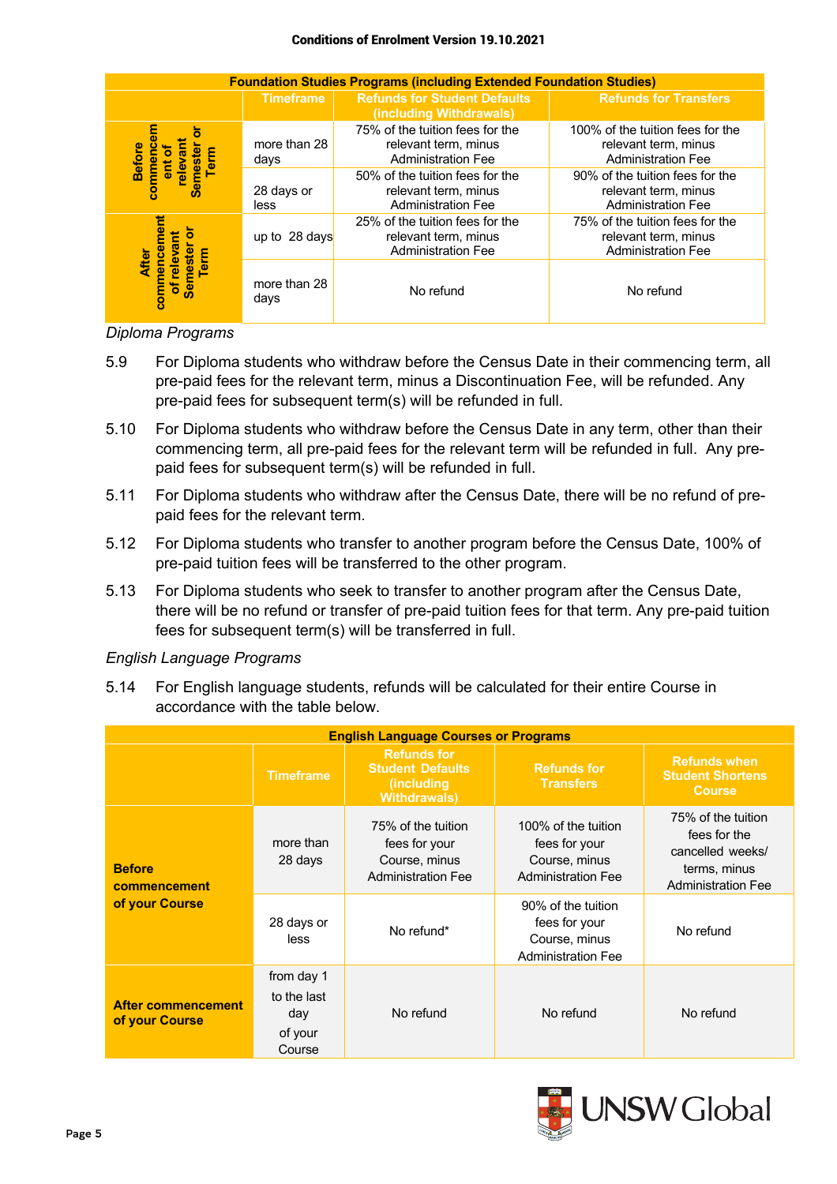| Foundation Studies Programs (including Extended Foundation Studies) | | | |
|---|---|---|---|
| | **Timeframe** | **Refunds for Student Defaults (including Withdrawals)** | **Refunds for Transfers** |
| **Before commencement of relevant Semester or Term** | more than 28 days | 75% of the tuition fees for the relevant term, minus Administration Fee | 100% of the tuition fees for the relevant term, minus Administration Fee |
| | 28 days or less | 50% of the tuition fees for the relevant term, minus Administration Fee | 90% of the tuition fees for the relevant term, minus Administration Fee |
| **After commencement of relevant Semester or Term** | up to 28 days | 25% of the tuition fees for the relevant term, minus Administration Fee | 75% of the tuition fees for the relevant term, minus Administration Fee |
| | more than 28 days | No refund | No refund |

*Diploma Programs*

5.9 For Diploma students who withdraw before the Census Date in their commencing term, all pre-paid fees for the relevant term, minus a Discontinuation Fee, will be refunded. Any pre-paid fees for subsequent term(s) will be refunded in full.

5.10 For Diploma students who withdraw before the Census Date in any term, other than their commencing term, all pre-paid fees for the relevant term will be refunded in full. Any pre-paid fees for subsequent term(s) will be refunded in full.

5.11 For Diploma students who withdraw after the Census Date, there will be no refund of pre-paid fees for the relevant term.

5.12 For Diploma students who transfer to another program before the Census Date, 100% of pre-paid tuition fees will be transferred to the other program.

5.13 For Diploma students who seek to transfer to another program after the Census Date, there will be no refund or transfer of pre-paid tuition fees for that term. Any pre-paid tuition fees for subsequent term(s) will be transferred in full.

*English Language Programs*

5.14 For English language students, refunds will be calculated for their entire Course in accordance with the table below.

| English Language Courses or Programs | | | | |
|---|---|---|---|---|
| | **Timeframe** | **Refunds for Student Defaults (including Withdrawals)** | **Refunds for Transfers** | **Refunds when Student Shortens Course** |
| **Before commencement of your Course** | more than 28 days | 75% of the tuition fees for your Course, minus Administration Fee | 100% of the tuition fees for your Course, minus Administration Fee | 75% of the tuition fees for the cancelled weeks/ terms, minus Administration Fee |
| | 28 days or less | No refund* | 90% of the tuition fees for your Course, minus Administration Fee | No refund |
| **After commencement of your Course** | from day 1 to the last day of your Course | No refund | No refund | No refund |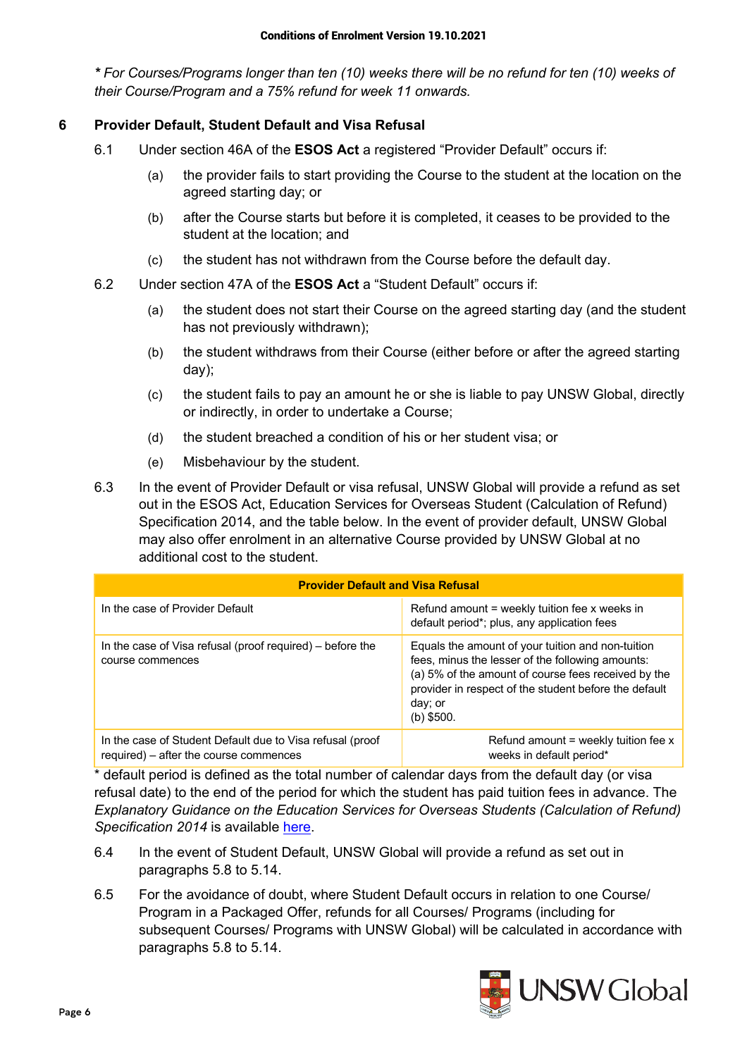*\* For Courses/Programs longer than ten (10) weeks there will be no refund for ten (10) weeks of their Course/Program and a 75% refund for week 11 onwards.*

## 6 Provider Default, Student Default and Visa Refusal

6.1 Under section 46A of the **ESOS Act** a registered "Provider Default" occurs if:

(a) the provider fails to start providing the Course to the student at the location on the agreed starting day; or

(b) after the Course starts but before it is completed, it ceases to be provided to the student at the location; and

(c) the student has not withdrawn from the Course before the default day.

6.2 Under section 47A of the **ESOS Act** a "Student Default" occurs if:

(a) the student does not start their Course on the agreed starting day (and the student has not previously withdrawn);

(b) the student withdraws from their Course (either before or after the agreed starting day);

(c) the student fails to pay an amount he or she is liable to pay UNSW Global, directly or indirectly, in order to undertake a Course;

(d) the student breached a condition of his or her student visa; or

(e) Misbehaviour by the student.

6.3 In the event of Provider Default or visa refusal, UNSW Global will provide a refund as set out in the ESOS Act, Education Services for Overseas Student (Calculation of Refund) Specification 2014, and the table below. In the event of provider default, UNSW Global may also offer enrolment in an alternative Course provided by UNSW Global at no additional cost to the student.

| Provider Default and Visa Refusal | |
|---|---|
| In the case of Provider Default | Refund amount = weekly tuition fee x weeks in default period*; plus, any application fees |
| In the case of Visa refusal (proof required) – before the course commences | Equals the amount of your tuition and non-tuition fees, minus the lesser of the following amounts:<br>(a) 5% of the amount of course fees received by the provider in respect of the student before the default day; or<br>(b) $500. |
| In the case of Student Default due to Visa refusal (proof required) – after the course commences | Refund amount = weekly tuition fee x weeks in default period* |

\* default period is defined as the total number of calendar days from the default day (or visa refusal date) to the end of the period for which the student has paid tuition fees in advance. The *Explanatory Guidance on the Education Services for Overseas Students (Calculation of Refund) Specification 2014* is available here.

6.4 In the event of Student Default, UNSW Global will provide a refund as set out in paragraphs 5.8 to 5.14.

6.5 For the avoidance of doubt, where Student Default occurs in relation to one Course/ Program in a Packaged Offer, refunds for all Courses/ Programs (including for subsequent Courses/ Programs with UNSW Global) will be calculated in accordance with paragraphs 5.8 to 5.14.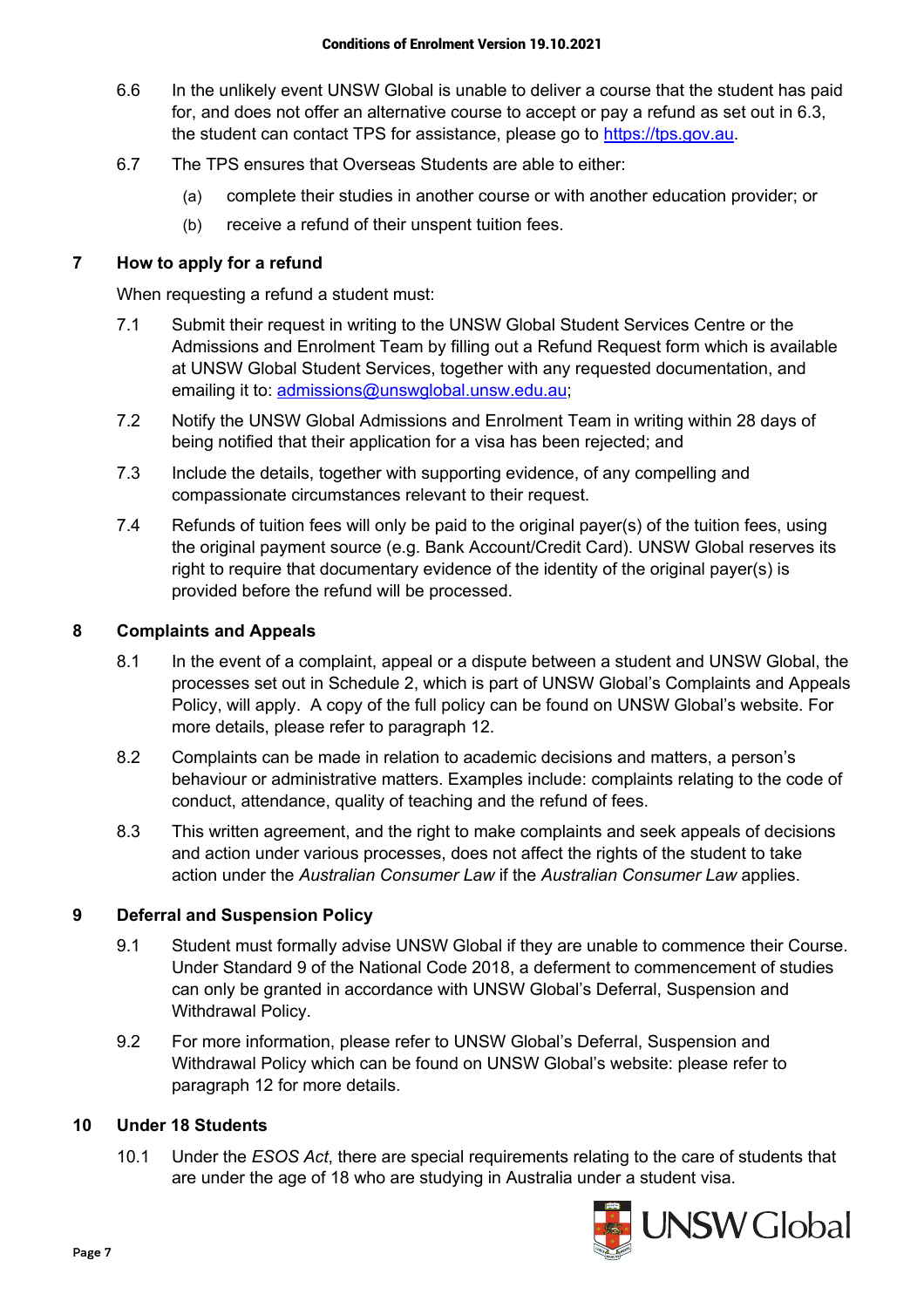6.6 In the unlikely event UNSW Global is unable to deliver a course that the student has paid for, and does not offer an alternative course to accept or pay a refund as set out in 6.3, the student can contact TPS for assistance, please go to https://tps.gov.au.

6.7 The TPS ensures that Overseas Students are able to either:

(a) complete their studies in another course or with another education provider; or

(b) receive a refund of their unspent tuition fees.

## 7 How to apply for a refund

When requesting a refund a student must:

7.1 Submit their request in writing to the UNSW Global Student Services Centre or the Admissions and Enrolment Team by filling out a Refund Request form which is available at UNSW Global Student Services, together with any requested documentation, and emailing it to: admissions@unswglobal.unsw.edu.au;

7.2 Notify the UNSW Global Admissions and Enrolment Team in writing within 28 days of being notified that their application for a visa has been rejected; and

7.3 Include the details, together with supporting evidence, of any compelling and compassionate circumstances relevant to their request.

7.4 Refunds of tuition fees will only be paid to the original payer(s) of the tuition fees, using the original payment source (e.g. Bank Account/Credit Card). UNSW Global reserves its right to require that documentary evidence of the identity of the original payer(s) is provided before the refund will be processed.

## 8 Complaints and Appeals

8.1 In the event of a complaint, appeal or a dispute between a student and UNSW Global, the processes set out in Schedule 2, which is part of UNSW Global's Complaints and Appeals Policy, will apply. A copy of the full policy can be found on UNSW Global's website. For more details, please refer to paragraph 12.

8.2 Complaints can be made in relation to academic decisions and matters, a person's behaviour or administrative matters. Examples include: complaints relating to the code of conduct, attendance, quality of teaching and the refund of fees.

8.3 This written agreement, and the right to make complaints and seek appeals of decisions and action under various processes, does not affect the rights of the student to take action under the *Australian Consumer Law* if the *Australian Consumer Law* applies.

## 9 Deferral and Suspension Policy

9.1 Student must formally advise UNSW Global if they are unable to commence their Course. Under Standard 9 of the National Code 2018, a deferment to commencement of studies can only be granted in accordance with UNSW Global's Deferral, Suspension and Withdrawal Policy.

9.2 For more information, please refer to UNSW Global's Deferral, Suspension and Withdrawal Policy which can be found on UNSW Global's website: please refer to paragraph 12 for more details.

## 10 Under 18 Students

10.1 Under the *ESOS Act*, there are special requirements relating to the care of students that are under the age of 18 who are studying in Australia under a student visa.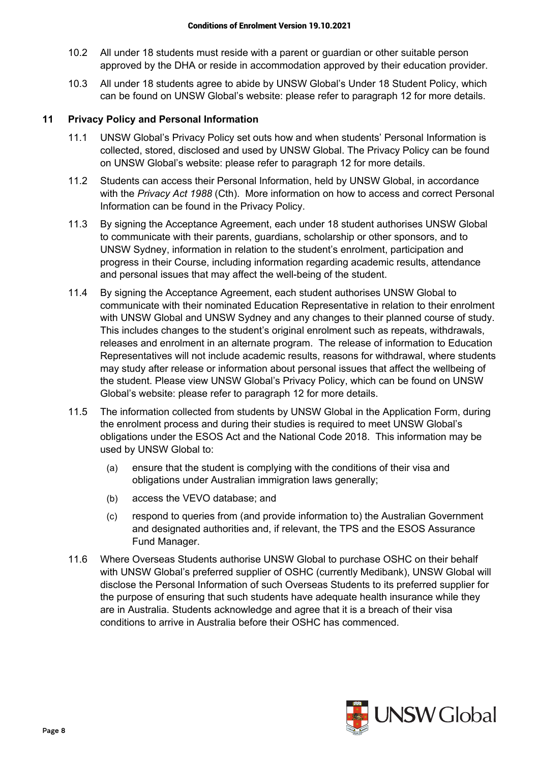10.2 All under 18 students must reside with a parent or guardian or other suitable person approved by the DHA or reside in accommodation approved by their education provider.

10.3 All under 18 students agree to abide by UNSW Global's Under 18 Student Policy, which can be found on UNSW Global's website: please refer to paragraph 12 for more details.

## 11 Privacy Policy and Personal Information

11.1 UNSW Global's Privacy Policy set outs how and when students' Personal Information is collected, stored, disclosed and used by UNSW Global. The Privacy Policy can be found on UNSW Global's website: please refer to paragraph 12 for more details.

11.2 Students can access their Personal Information, held by UNSW Global, in accordance with the *Privacy Act 1988* (Cth). More information on how to access and correct Personal Information can be found in the Privacy Policy.

11.3 By signing the Acceptance Agreement, each under 18 student authorises UNSW Global to communicate with their parents, guardians, scholarship or other sponsors, and to UNSW Sydney, information in relation to the student's enrolment, participation and progress in their Course, including information regarding academic results, attendance and personal issues that may affect the well-being of the student.

11.4 By signing the Acceptance Agreement, each student authorises UNSW Global to communicate with their nominated Education Representative in relation to their enrolment with UNSW Global and UNSW Sydney and any changes to their planned course of study. This includes changes to the student's original enrolment such as repeats, withdrawals, releases and enrolment in an alternate program. The release of information to Education Representatives will not include academic results, reasons for withdrawal, where students may study after release or information about personal issues that affect the wellbeing of the student. Please view UNSW Global's Privacy Policy, which can be found on UNSW Global's website: please refer to paragraph 12 for more details.

11.5 The information collected from students by UNSW Global in the Application Form, during the enrolment process and during their studies is required to meet UNSW Global's obligations under the ESOS Act and the National Code 2018. This information may be used by UNSW Global to:

(a) ensure that the student is complying with the conditions of their visa and obligations under Australian immigration laws generally;

(b) access the VEVO database; and

(c) respond to queries from (and provide information to) the Australian Government and designated authorities and, if relevant, the TPS and the ESOS Assurance Fund Manager.

11.6 Where Overseas Students authorise UNSW Global to purchase OSHC on their behalf with UNSW Global's preferred supplier of OSHC (currently Medibank), UNSW Global will disclose the Personal Information of such Overseas Students to its preferred supplier for the purpose of ensuring that such students have adequate health insurance while they are in Australia. Students acknowledge and agree that it is a breach of their visa conditions to arrive in Australia before their OSHC has commenced.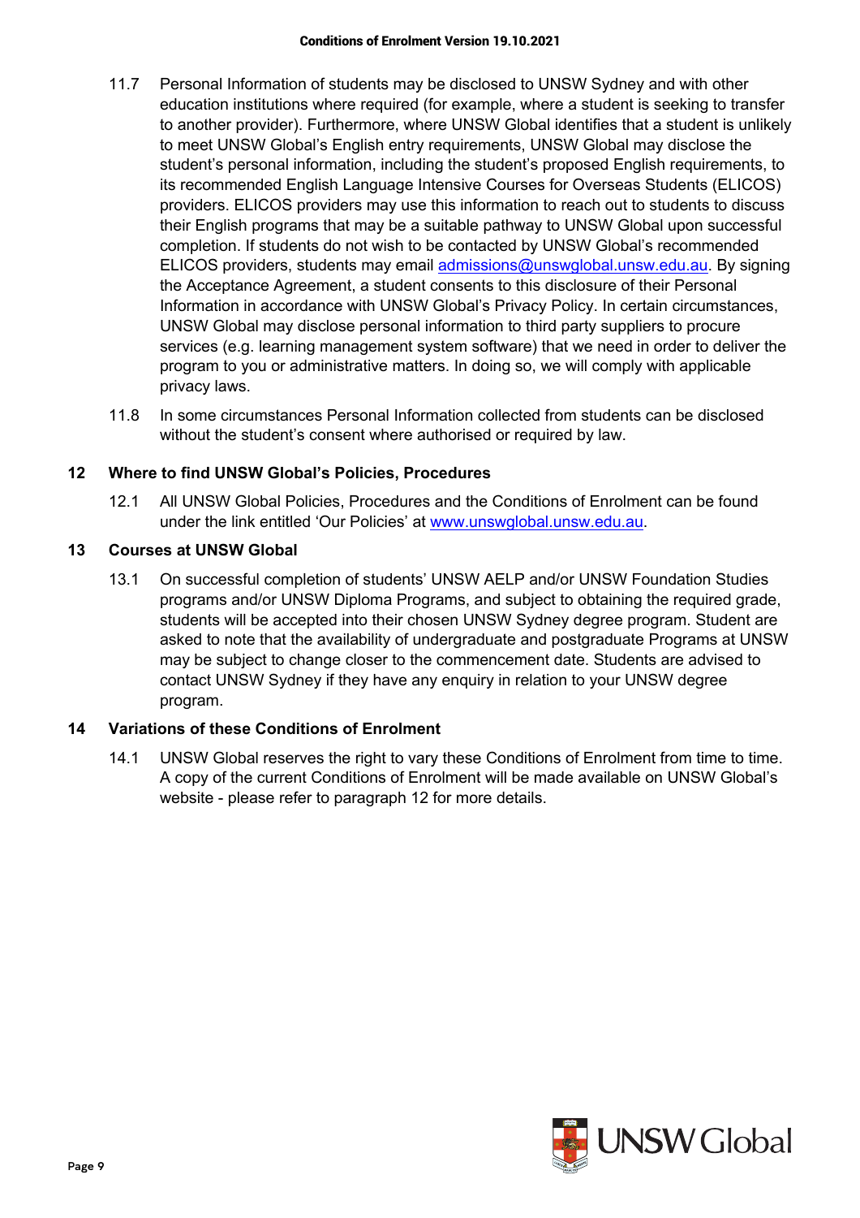11.7 Personal Information of students may be disclosed to UNSW Sydney and with other education institutions where required (for example, where a student is seeking to transfer to another provider). Furthermore, where UNSW Global identifies that a student is unlikely to meet UNSW Global's English entry requirements, UNSW Global may disclose the student's personal information, including the student's proposed English requirements, to its recommended English Language Intensive Courses for Overseas Students (ELICOS) providers. ELICOS providers may use this information to reach out to students to discuss their English programs that may be a suitable pathway to UNSW Global upon successful completion. If students do not wish to be contacted by UNSW Global's recommended ELICOS providers, students may email admissions@unswglobal.unsw.edu.au. By signing the Acceptance Agreement, a student consents to this disclosure of their Personal Information in accordance with UNSW Global's Privacy Policy. In certain circumstances, UNSW Global may disclose personal information to third party suppliers to procure services (e.g. learning management system software) that we need in order to deliver the program to you or administrative matters. In doing so, we will comply with applicable privacy laws.

11.8 In some circumstances Personal Information collected from students can be disclosed without the student's consent where authorised or required by law.

## 12 Where to find UNSW Global's Policies, Procedures

12.1 All UNSW Global Policies, Procedures and the Conditions of Enrolment can be found under the link entitled 'Our Policies' at www.unswglobal.unsw.edu.au.

## 13 Courses at UNSW Global

13.1 On successful completion of students' UNSW AELP and/or UNSW Foundation Studies programs and/or UNSW Diploma Programs, and subject to obtaining the required grade, students will be accepted into their chosen UNSW Sydney degree program. Student are asked to note that the availability of undergraduate and postgraduate Programs at UNSW may be subject to change closer to the commencement date. Students are advised to contact UNSW Sydney if they have any enquiry in relation to your UNSW degree program.

## 14 Variations of these Conditions of Enrolment

14.1 UNSW Global reserves the right to vary these Conditions of Enrolment from time to time. A copy of the current Conditions of Enrolment will be made available on UNSW Global's website - please refer to paragraph 12 for more details.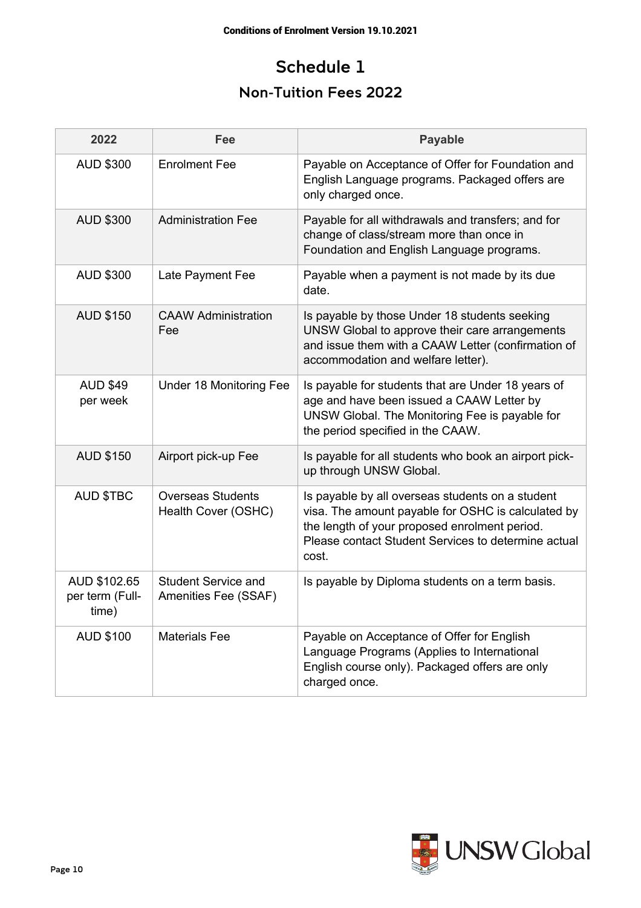# Schedule 1

## Non-Tuition Fees 2022

| 2022 | Fee | Payable |
|---|---|---|
| AUD $300 | Enrolment Fee | Payable on Acceptance of Offer for Foundation and English Language programs. Packaged offers are only charged once. |
| AUD $300 | Administration Fee | Payable for all withdrawals and transfers; and for change of class/stream more than once in Foundation and English Language programs. |
| AUD $300 | Late Payment Fee | Payable when a payment is not made by its due date. |
| AUD $150 | CAAW Administration Fee | Is payable by those Under 18 students seeking UNSW Global to approve their care arrangements and issue them with a CAAW Letter (confirmation of accommodation and welfare letter). |
| AUD $49 per week | Under 18 Monitoring Fee | Is payable for students that are Under 18 years of age and have been issued a CAAW Letter by UNSW Global. The Monitoring Fee is payable for the period specified in the CAAW. |
| AUD $150 | Airport pick-up Fee | Is payable for all students who book an airport pick-up through UNSW Global. |
| AUD $TBC | Overseas Students Health Cover (OSHC) | Is payable by all overseas students on a student visa. The amount payable for OSHC is calculated by the length of your proposed enrolment period. Please contact Student Services to determine actual cost. |
| AUD $102.65 per term (Full-time) | Student Service and Amenities Fee (SSAF) | Is payable by Diploma students on a term basis. |
| AUD $100 | Materials Fee | Payable on Acceptance of Offer for English Language Programs (Applies to International English course only). Packaged offers are only charged once. |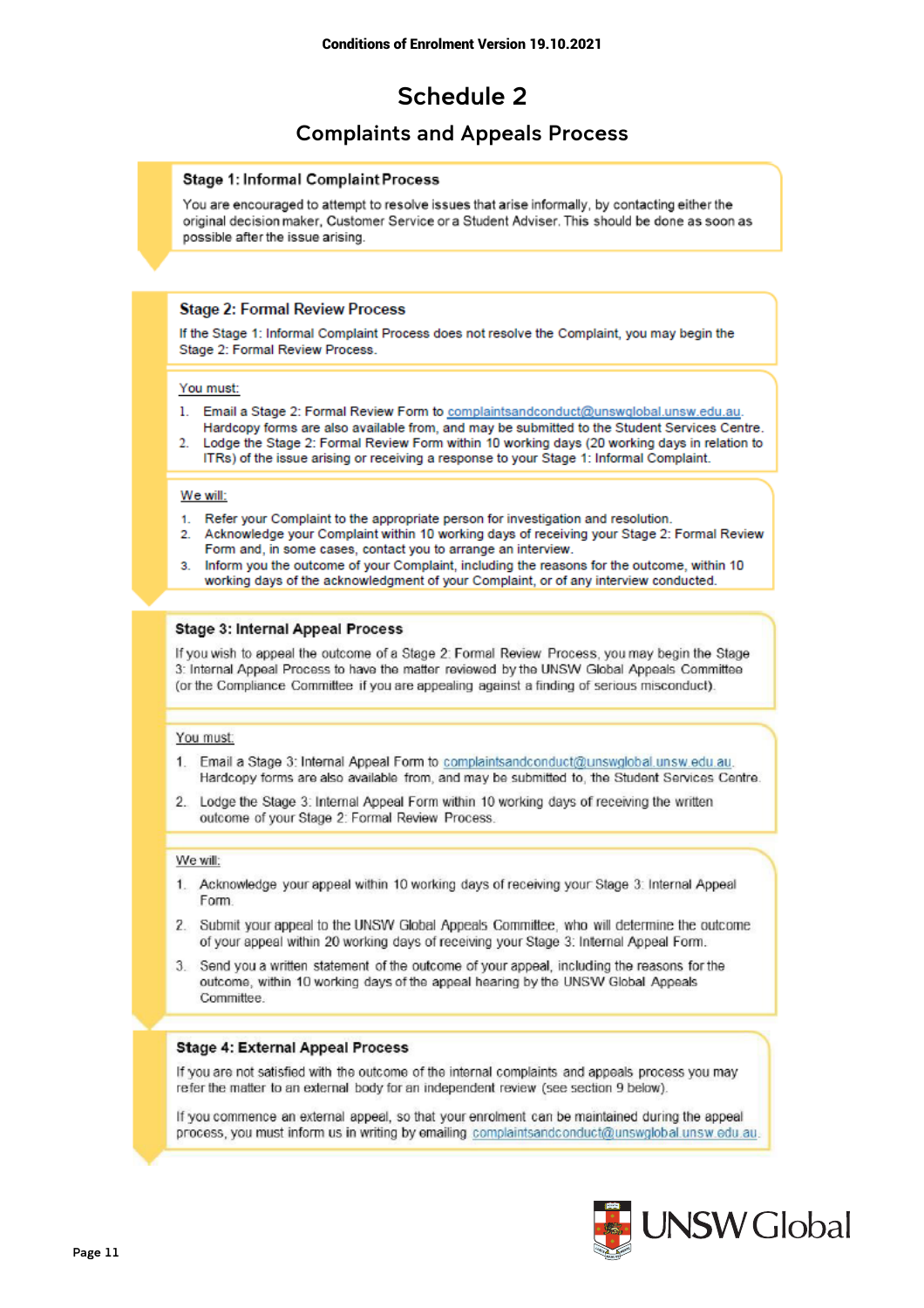# Schedule 2

## Complaints and Appeals Process

### Stage 1: Informal Complaint Process

You are encouraged to attempt to resolve issues that arise informally, by contacting either the original decision maker, Customer Service or a Student Adviser. This should be done as soon as possible after the issue arising.

### Stage 2: Formal Review Process

If the Stage 1: Informal Complaint Process does not resolve the Complaint, you may begin the Stage 2: Formal Review Process.

You must:

1. Email a Stage 2: Formal Review Form to complaintsandconduct@unswglobal.unsw.edu.au. Hardcopy forms are also available from, and may be submitted to the Student Services Centre.
2. Lodge the Stage 2: Formal Review Form within 10 working days (20 working days in relation to ITRs) of the issue arising or receiving a response to your Stage 1: Informal Complaint.

We will:

1. Refer your Complaint to the appropriate person for investigation and resolution.
2. Acknowledge your Complaint within 10 working days of receiving your Stage 2: Formal Review Form and, in some cases, contact you to arrange an interview.
3. Inform you the outcome of your Complaint, including the reasons for the outcome, within 10 working days of the acknowledgment of your Complaint, or of any interview conducted.

### Stage 3: Internal Appeal Process

If you wish to appeal the outcome of a Stage 2: Formal Review Process, you may begin the Stage 3: Internal Appeal Process to have the matter reviewed by the UNSW Global Appeals Committee (or the Compliance Committee if you are appealing against a finding of serious misconduct).

You must:

1. Email a Stage 3: Internal Appeal Form to complaintsandconduct@unswglobal.unsw.edu.au. Hardcopy forms are also available from, and may be submitted to, the Student Services Centre.
2. Lodge the Stage 3: Internal Appeal Form within 10 working days of receiving the written outcome of your Stage 2: Formal Review Process.

We will:

1. Acknowledge your appeal within 10 working days of receiving your Stage 3: Internal Appeal Form.
2. Submit your appeal to the UNSW Global Appeals Committee, who will determine the outcome of your appeal within 20 working days of receiving your Stage 3: Internal Appeal Form.
3. Send you a written statement of the outcome of your appeal, including the reasons for the outcome, within 10 working days of the appeal hearing by the UNSW Global Appeals Committee.

### Stage 4: External Appeal Process

If you are not satisfied with the outcome of the internal complaints and appeals process you may refer the matter to an external body for an independent review (see section 9 below).

If you commence an external appeal, so that your enrolment can be maintained during the appeal process, you must inform us in writing by emailing complaintsandconduct@unswglobal.unsw.edu.au.